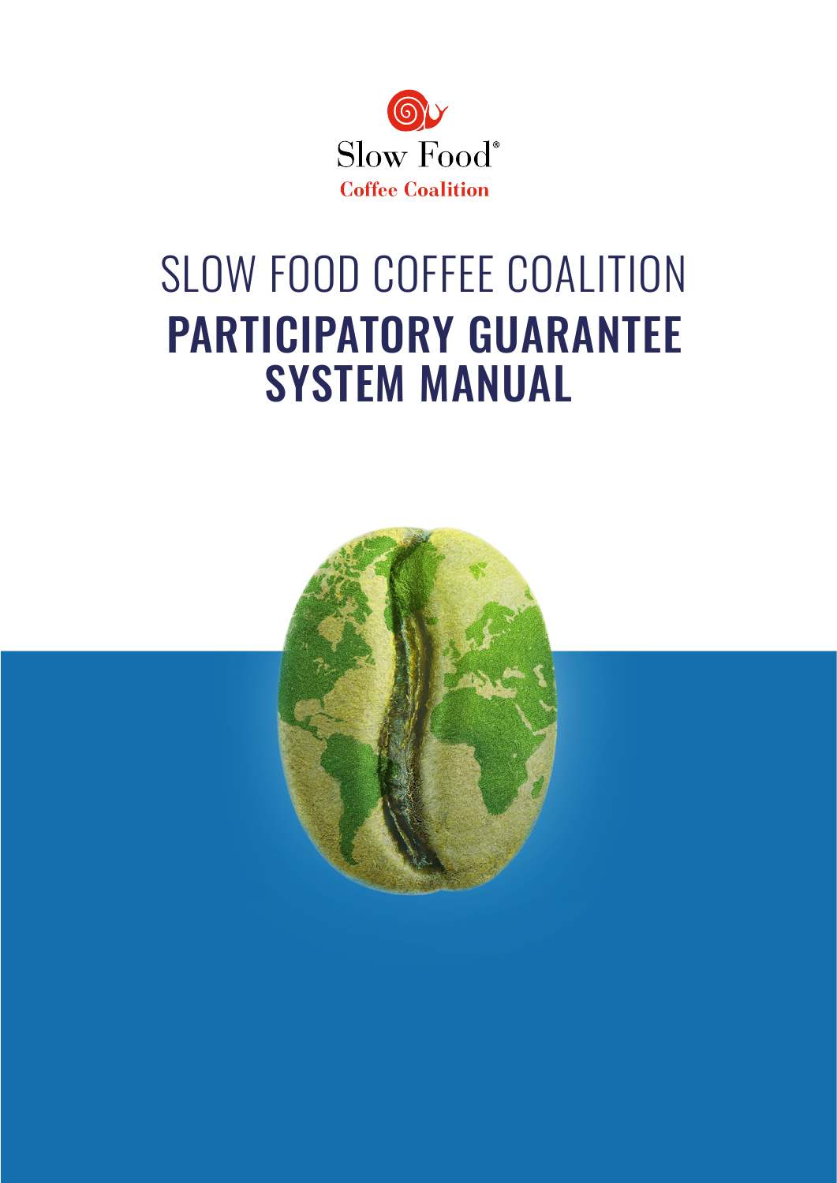Slow Food®

Coffee Coalition

# SLOW FOOD COFFEE COALITION

# PARTICIPATORY GUARANTEE SYSTEM MANUAL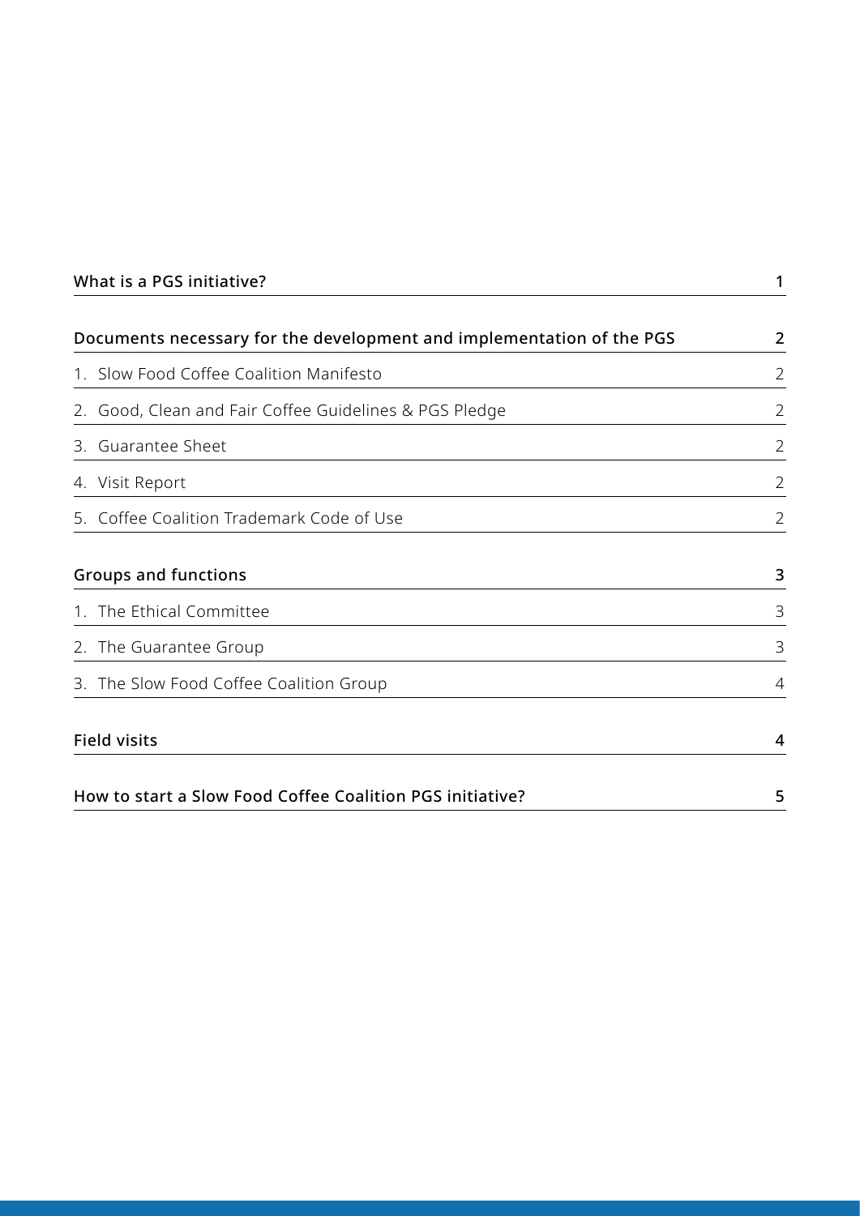| | |
|---|---|
| **What is a PGS initiative?** | **1** |
| **Documents necessary for the development and implementation of the PGS** | **2** |
| 1. Slow Food Coffee Coalition Manifesto | 2 |
| 2. Good, Clean and Fair Coffee Guidelines & PGS Pledge | 2 |
| 3. Guarantee Sheet | 2 |
| 4. Visit Report | 2 |
| 5. Coffee Coalition Trademark Code of Use | 2 |
| **Groups and functions** | **3** |
| 1. The Ethical Committee | 3 |
| 2. The Guarantee Group | 3 |
| 3. The Slow Food Coffee Coalition Group | 4 |
| **Field visits** | **4** |
| **How to start a Slow Food Coffee Coalition PGS initiative?** | **5** |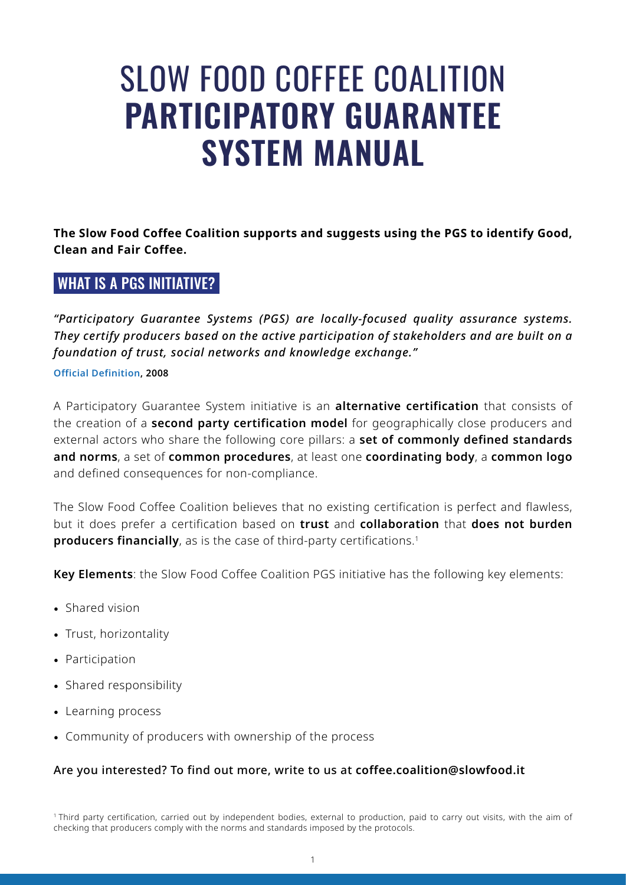# SLOW FOOD COFFEE COALITION **PARTICIPATORY GUARANTEE SYSTEM MANUAL**

**The Slow Food Coffee Coalition supports and suggests using the PGS to identify Good, Clean and Fair Coffee.**

## WHAT IS A PGS INITIATIVE?

***"Participatory Guarantee Systems (PGS) are locally-focused quality assurance systems. They certify producers based on the active participation of stakeholders and are built on a foundation of trust, social networks and knowledge exchange."***

**Official Definition, 2008**

A Participatory Guarantee System initiative is an **alternative certification** that consists of the creation of a **second party certification model** for geographically close producers and external actors who share the following core pillars: a **set of commonly defined standards and norms**, a set of **common procedures**, at least one **coordinating body**, a **common logo** and defined consequences for non-compliance.

The Slow Food Coffee Coalition believes that no existing certification is perfect and flawless, but it does prefer a certification based on **trust** and **collaboration** that **does not burden producers financially**, as is the case of third-party certifications.[1]

**Key Elements**: the Slow Food Coffee Coalition PGS initiative has the following key elements:

- Shared vision
- Trust, horizontality
- Participation
- Shared responsibility
- Learning process
- Community of producers with ownership of the process

**Are you interested? To find out more, write to us at coffee.coalition@slowfood.it**

[1] Third party certification, carried out by independent bodies, external to production, paid to carry out visits, with the aim of checking that producers comply with the norms and standards imposed by the protocols.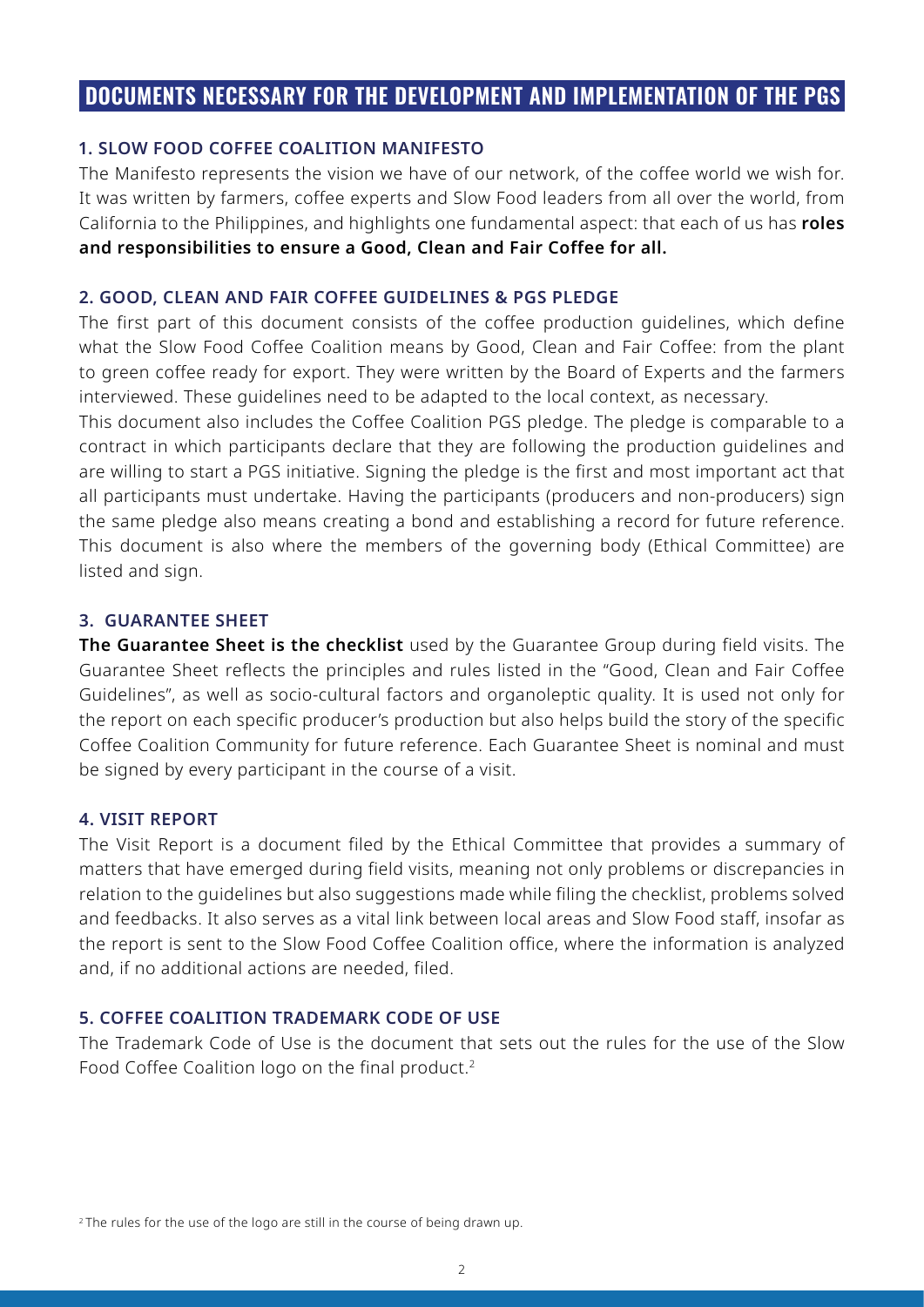# DOCUMENTS NECESSARY FOR THE DEVELOPMENT AND IMPLEMENTATION OF THE PGS

### 1. SLOW FOOD COFFEE COALITION MANIFESTO

The Manifesto represents the vision we have of our network, of the coffee world we wish for. It was written by farmers, coffee experts and Slow Food leaders from all over the world, from California to the Philippines, and highlights one fundamental aspect: that each of us has **roles and responsibilities to ensure a Good, Clean and Fair Coffee for all.**

### 2. GOOD, CLEAN AND FAIR COFFEE GUIDELINES & PGS PLEDGE

The first part of this document consists of the coffee production guidelines, which define what the Slow Food Coffee Coalition means by Good, Clean and Fair Coffee: from the plant to green coffee ready for export. They were written by the Board of Experts and the farmers interviewed. These guidelines need to be adapted to the local context, as necessary.

This document also includes the Coffee Coalition PGS pledge. The pledge is comparable to a contract in which participants declare that they are following the production guidelines and are willing to start a PGS initiative. Signing the pledge is the first and most important act that all participants must undertake. Having the participants (producers and non-producers) sign the same pledge also means creating a bond and establishing a record for future reference. This document is also where the members of the governing body (Ethical Committee) are listed and sign.

### 3. GUARANTEE SHEET

**The Guarantee Sheet is the checklist** used by the Guarantee Group during field visits. The Guarantee Sheet reflects the principles and rules listed in the "Good, Clean and Fair Coffee Guidelines", as well as socio-cultural factors and organoleptic quality. It is used not only for the report on each specific producer's production but also helps build the story of the specific Coffee Coalition Community for future reference. Each Guarantee Sheet is nominal and must be signed by every participant in the course of a visit.

### 4. VISIT REPORT

The Visit Report is a document filed by the Ethical Committee that provides a summary of matters that have emerged during field visits, meaning not only problems or discrepancies in relation to the guidelines but also suggestions made while filing the checklist, problems solved and feedbacks. It also serves as a vital link between local areas and Slow Food staff, insofar as the report is sent to the Slow Food Coffee Coalition office, where the information is analyzed and, if no additional actions are needed, filed.

### 5. COFFEE COALITION TRADEMARK CODE OF USE

The Trademark Code of Use is the document that sets out the rules for the use of the Slow Food Coffee Coalition logo on the final product.[2]

[2] The rules for the use of the logo are still in the course of being drawn up.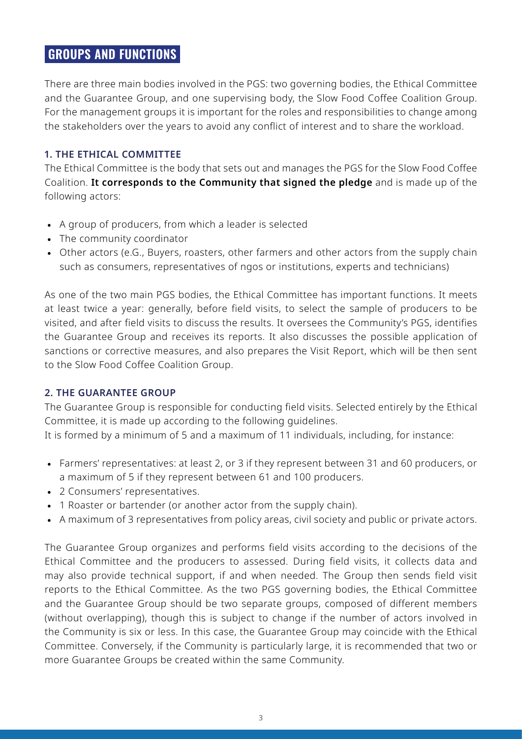## GROUPS AND FUNCTIONS

There are three main bodies involved in the PGS: two governing bodies, the Ethical Committee and the Guarantee Group, and one supervising body, the Slow Food Coffee Coalition Group. For the management groups it is important for the roles and responsibilities to change among the stakeholders over the years to avoid any conflict of interest and to share the workload.

### 1. THE ETHICAL COMMITTEE

The Ethical Committee is the body that sets out and manages the PGS for the Slow Food Coffee Coalition. **It corresponds to the Community that signed the pledge** and is made up of the following actors:

- A group of producers, from which a leader is selected
- The community coordinator
- Other actors (e.G., Buyers, roasters, other farmers and other actors from the supply chain such as consumers, representatives of ngos or institutions, experts and technicians)

As one of the two main PGS bodies, the Ethical Committee has important functions. It meets at least twice a year: generally, before field visits, to select the sample of producers to be visited, and after field visits to discuss the results. It oversees the Community's PGS, identifies the Guarantee Group and receives its reports. It also discusses the possible application of sanctions or corrective measures, and also prepares the Visit Report, which will be then sent to the Slow Food Coffee Coalition Group.

### 2. THE GUARANTEE GROUP

The Guarantee Group is responsible for conducting field visits. Selected entirely by the Ethical Committee, it is made up according to the following guidelines.
It is formed by a minimum of 5 and a maximum of 11 individuals, including, for instance:

- Farmers' representatives: at least 2, or 3 if they represent between 31 and 60 producers, or a maximum of 5 if they represent between 61 and 100 producers.
- 2 Consumers' representatives.
- 1 Roaster or bartender (or another actor from the supply chain).
- A maximum of 3 representatives from policy areas, civil society and public or private actors.

The Guarantee Group organizes and performs field visits according to the decisions of the Ethical Committee and the producers to assessed. During field visits, it collects data and may also provide technical support, if and when needed. The Group then sends field visit reports to the Ethical Committee. As the two PGS governing bodies, the Ethical Committee and the Guarantee Group should be two separate groups, composed of different members (without overlapping), though this is subject to change if the number of actors involved in the Community is six or less. In this case, the Guarantee Group may coincide with the Ethical Committee. Conversely, if the Community is particularly large, it is recommended that two or more Guarantee Groups be created within the same Community.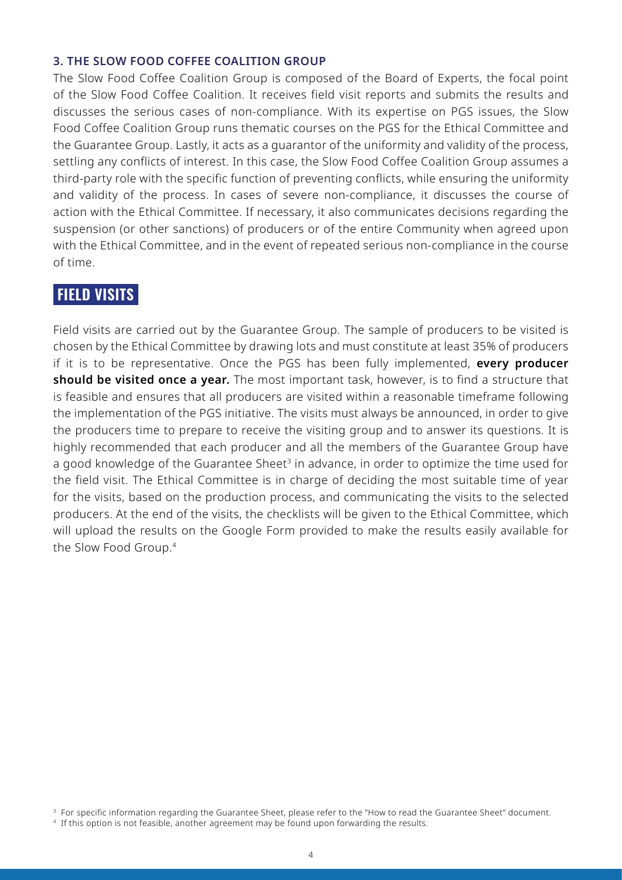### 3. THE SLOW FOOD COFFEE COALITION GROUP

The Slow Food Coffee Coalition Group is composed of the Board of Experts, the focal point of the Slow Food Coffee Coalition. It receives field visit reports and submits the results and discusses the serious cases of non-compliance. With its expertise on PGS issues, the Slow Food Coffee Coalition Group runs thematic courses on the PGS for the Ethical Committee and the Guarantee Group. Lastly, it acts as a guarantor of the uniformity and validity of the process, settling any conflicts of interest. In this case, the Slow Food Coffee Coalition Group assumes a third-party role with the specific function of preventing conflicts, while ensuring the uniformity and validity of the process. In cases of severe non-compliance, it discusses the course of action with the Ethical Committee. If necessary, it also communicates decisions regarding the suspension (or other sanctions) of producers or of the entire Community when agreed upon with the Ethical Committee, and in the event of repeated serious non-compliance in the course of time.

## FIELD VISITS

Field visits are carried out by the Guarantee Group. The sample of producers to be visited is chosen by the Ethical Committee by drawing lots and must constitute at least 35% of producers if it is to be representative. Once the PGS has been fully implemented, **every producer should be visited once a year.** The most important task, however, is to find a structure that is feasible and ensures that all producers are visited within a reasonable timeframe following the implementation of the PGS initiative. The visits must always be announced, in order to give the producers time to prepare to receive the visiting group and to answer its questions. It is highly recommended that each producer and all the members of the Guarantee Group have a good knowledge of the Guarantee Sheet[3] in advance, in order to optimize the time used for the field visit. The Ethical Committee is in charge of deciding the most suitable time of year for the visits, based on the production process, and communicating the visits to the selected producers. At the end of the visits, the checklists will be given to the Ethical Committee, which will upload the results on the Google Form provided to make the results easily available for the Slow Food Group.[4]

[3] For specific information regarding the Guarantee Sheet, please refer to the "How to read the Guarantee Sheet" document.

[4] If this option is not feasible, another agreement may be found upon forwarding the results.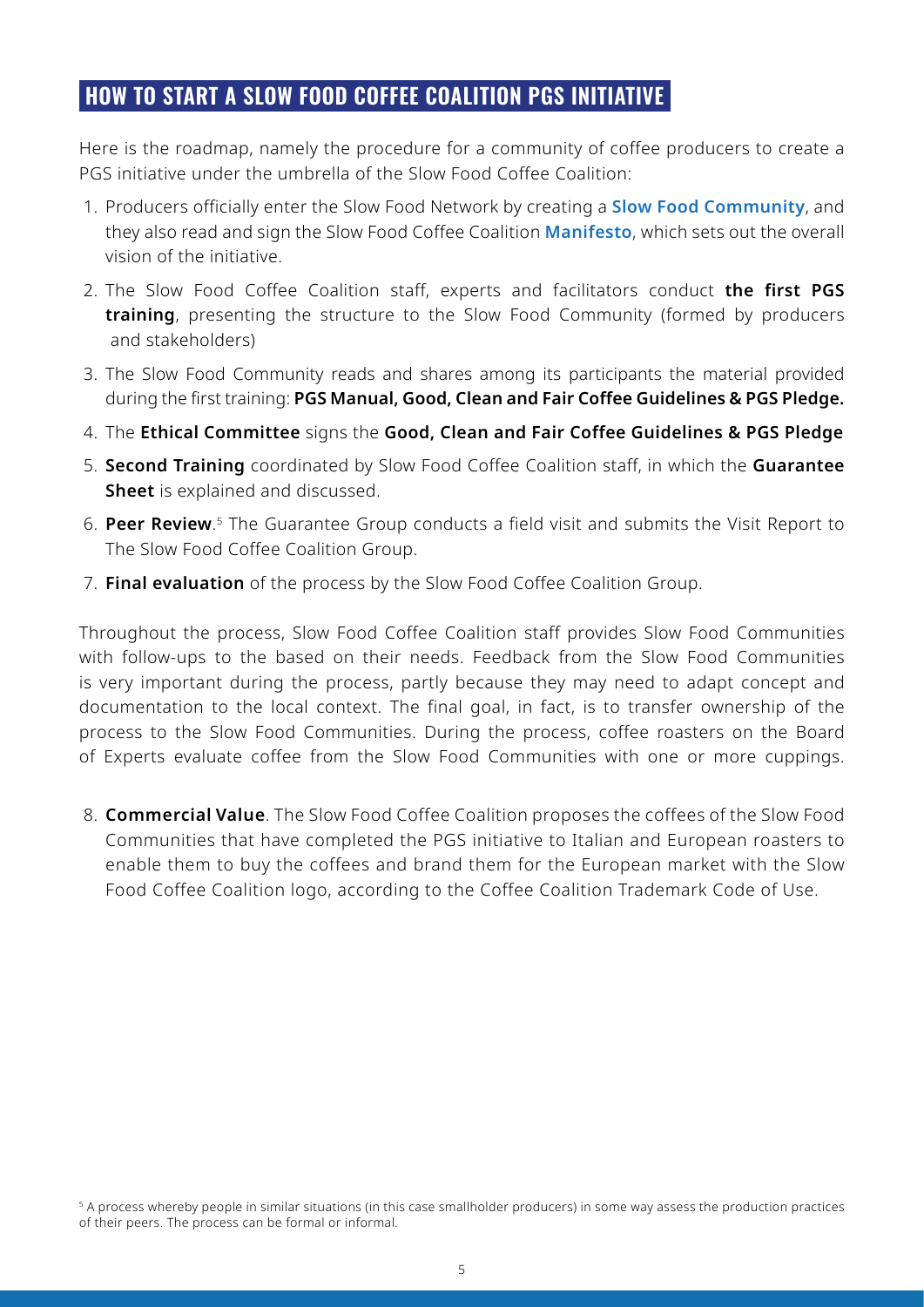## HOW TO START A SLOW FOOD COFFEE COALITION PGS INITIATIVE

Here is the roadmap, namely the procedure for a community of coffee producers to create a PGS initiative under the umbrella of the Slow Food Coffee Coalition:

1. Producers officially enter the Slow Food Network by creating a **Slow Food Community**, and they also read and sign the Slow Food Coffee Coalition **Manifesto**, which sets out the overall vision of the initiative.
2. The Slow Food Coffee Coalition staff, experts and facilitators conduct **the first PGS training**, presenting the structure to the Slow Food Community (formed by producers and stakeholders)
3. The Slow Food Community reads and shares among its participants the material provided during the first training: **PGS Manual, Good, Clean and Fair Coffee Guidelines & PGS Pledge.**
4. The **Ethical Committee** signs the **Good, Clean and Fair Coffee Guidelines & PGS Pledge**
5. **Second Training** coordinated by Slow Food Coffee Coalition staff, in which the **Guarantee Sheet** is explained and discussed.
6. **Peer Review**.[5] The Guarantee Group conducts a field visit and submits the Visit Report to The Slow Food Coffee Coalition Group.
7. **Final evaluation** of the process by the Slow Food Coffee Coalition Group.

Throughout the process, Slow Food Coffee Coalition staff provides Slow Food Communities with follow-ups to the based on their needs. Feedback from the Slow Food Communities is very important during the process, partly because they may need to adapt concept and documentation to the local context. The final goal, in fact, is to transfer ownership of the process to the Slow Food Communities. During the process, coffee roasters on the Board of Experts evaluate coffee from the Slow Food Communities with one or more cuppings.

8. **Commercial Value**. The Slow Food Coffee Coalition proposes the coffees of the Slow Food Communities that have completed the PGS initiative to Italian and European roasters to enable them to buy the coffees and brand them for the European market with the Slow Food Coffee Coalition logo, according to the Coffee Coalition Trademark Code of Use.

[5] A process whereby people in similar situations (in this case smallholder producers) in some way assess the production practices of their peers. The process can be formal or informal.